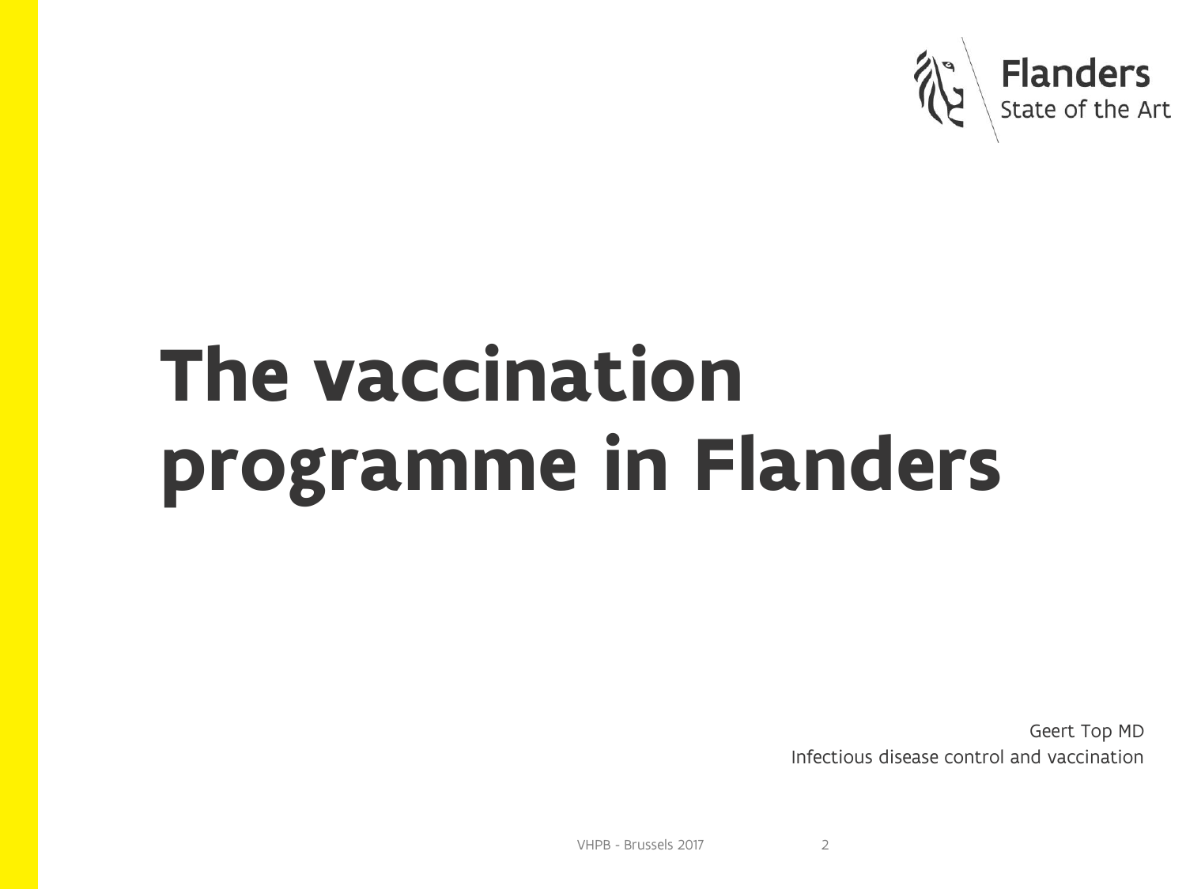Flanders
State of the Art

# The vaccination programme in Flanders

Geert Top MD
Infectious disease control and vaccination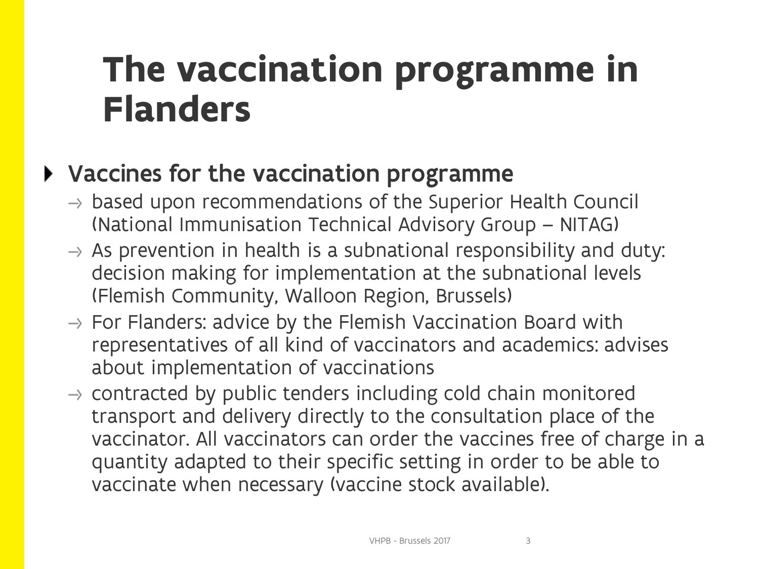# The vaccination programme in Flanders

- **Vaccines for the vaccination programme**
  - → based upon recommendations of the Superior Health Council (National Immunisation Technical Advisory Group – NITAG)
  - → As prevention in health is a subnational responsibility and duty: decision making for implementation at the subnational levels (Flemish Community, Walloon Region, Brussels)
  - → For Flanders: advice by the Flemish Vaccination Board with representatives of all kind of vaccinators and academics: advises about implementation of vaccinations
  - → contracted by public tenders including cold chain monitored transport and delivery directly to the consultation place of the vaccinator. All vaccinators can order the vaccines free of charge in a quantity adapted to their specific setting in order to be able to vaccinate when necessary (vaccine stock available).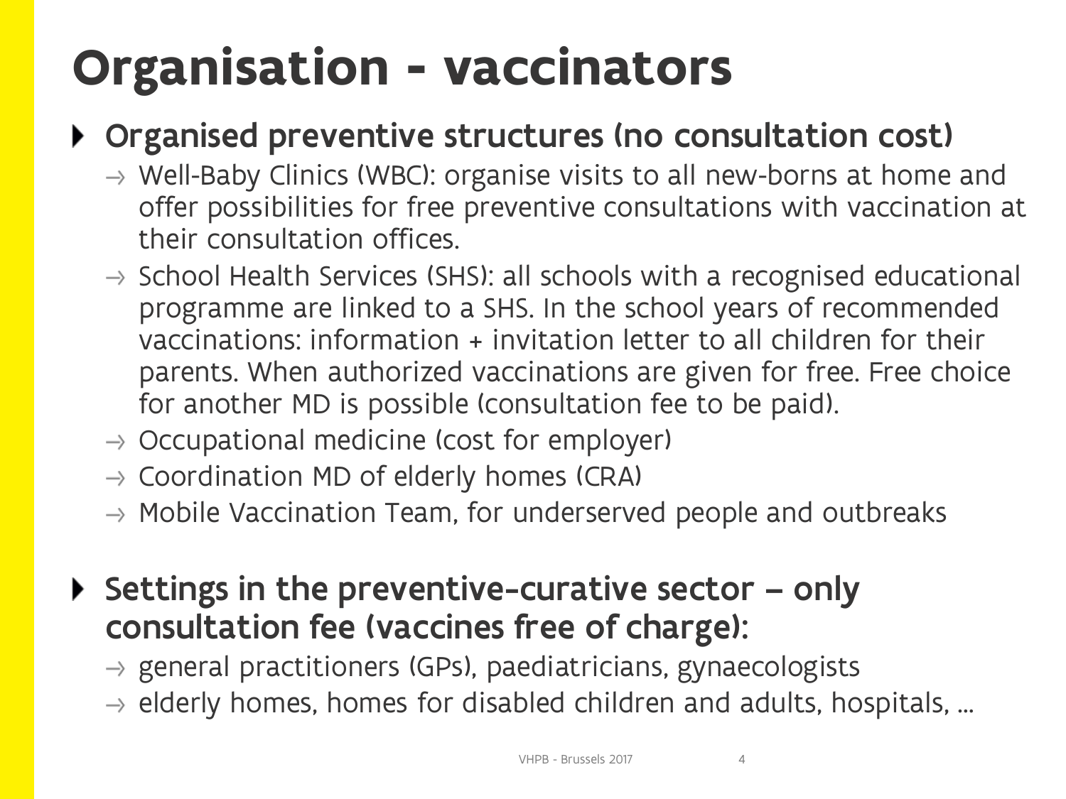# Organisation - vaccinators

- **Organised preventive structures (no consultation cost)**
  - Well-Baby Clinics (WBC): organise visits to all new-borns at home and offer possibilities for free preventive consultations with vaccination at their consultation offices.
  - School Health Services (SHS): all schools with a recognised educational programme are linked to a SHS. In the school years of recommended vaccinations: information + invitation letter to all children for their parents. When authorized vaccinations are given for free. Free choice for another MD is possible (consultation fee to be paid).
  - Occupational medicine (cost for employer)
  - Coordination MD of elderly homes (CRA)
  - Mobile Vaccination Team, for underserved people and outbreaks

- **Settings in the preventive-curative sector – only consultation fee (vaccines free of charge):**
  - general practitioners (GPs), paediatricians, gynaecologists
  - elderly homes, homes for disabled children and adults, hospitals, …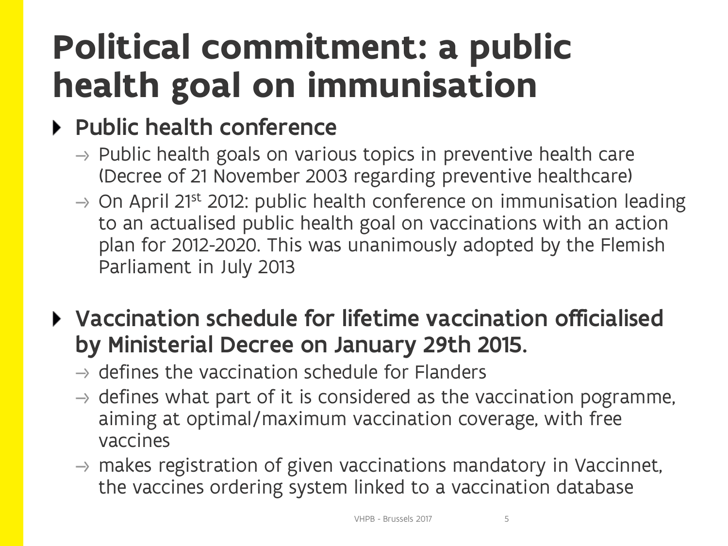# Political commitment: a public health goal on immunisation

- **Public health conference**
  - → Public health goals on various topics in preventive health care (Decree of 21 November 2003 regarding preventive healthcare)
  - → On April 21st 2012: public health conference on immunisation leading to an actualised public health goal on vaccinations with an action plan for 2012-2020. This was unanimously adopted by the Flemish Parliament in July 2013

- **Vaccination schedule for lifetime vaccination officialised by Ministerial Decree on January 29th 2015.**
  - → defines the vaccination schedule for Flanders
  - → defines what part of it is considered as the vaccination pogramme, aiming at optimal/maximum vaccination coverage, with free vaccines
  - → makes registration of given vaccinations mandatory in Vaccinnet, the vaccines ordering system linked to a vaccination database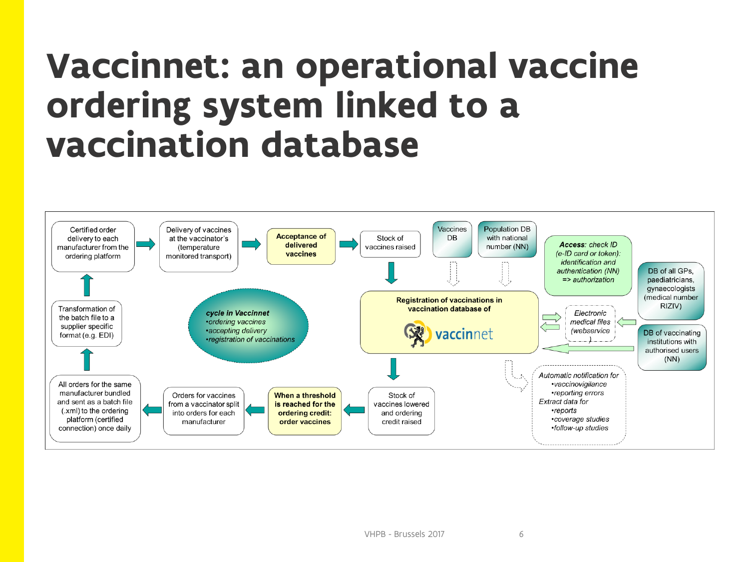# Vaccinnet: an operational vaccine ordering system linked to a vaccination database

Certified order delivery to each manufacturer from the ordering platform

Delivery of vaccines at the vaccinator's (temperature monitored transport)

**Acceptance of delivered vaccines**

Stock of vaccines raised

Vaccines DB

Population DB with national number (NN)

*Access: check ID (e-ID card or token): identification and authentication (NN) => authorization*

DB of all GPs, paediatricians, gynaecologists (medical number RIZIV)

Transformation of the batch file to a supplier specific format (e.g. EDI)

***cycle in Vaccinnet***
- *ordering vaccines*
- *accepting delivery*
- *registration of vaccinations*

**Registration of vaccinations in vaccination database of** vaccinnet

*Electronic medical files (webservice)*

DB of vaccinating institutions with authorised users (NN)

All orders for the same manufacturer bundled and sent as a batch file (.xml) to the ordering platform (certified connection) once daily

Orders for vaccines from a vaccinator split into orders for each manufacturer

**When a threshold is reached for the ordering credit: order vaccines**

Stock of vaccines lowered and ordering credit raised

*Automatic notification for*
- *vaccinovigilance*
- *reporting errors*

*Extract data for*
- *reports*
- *coverage studies*
- *follow-up studies*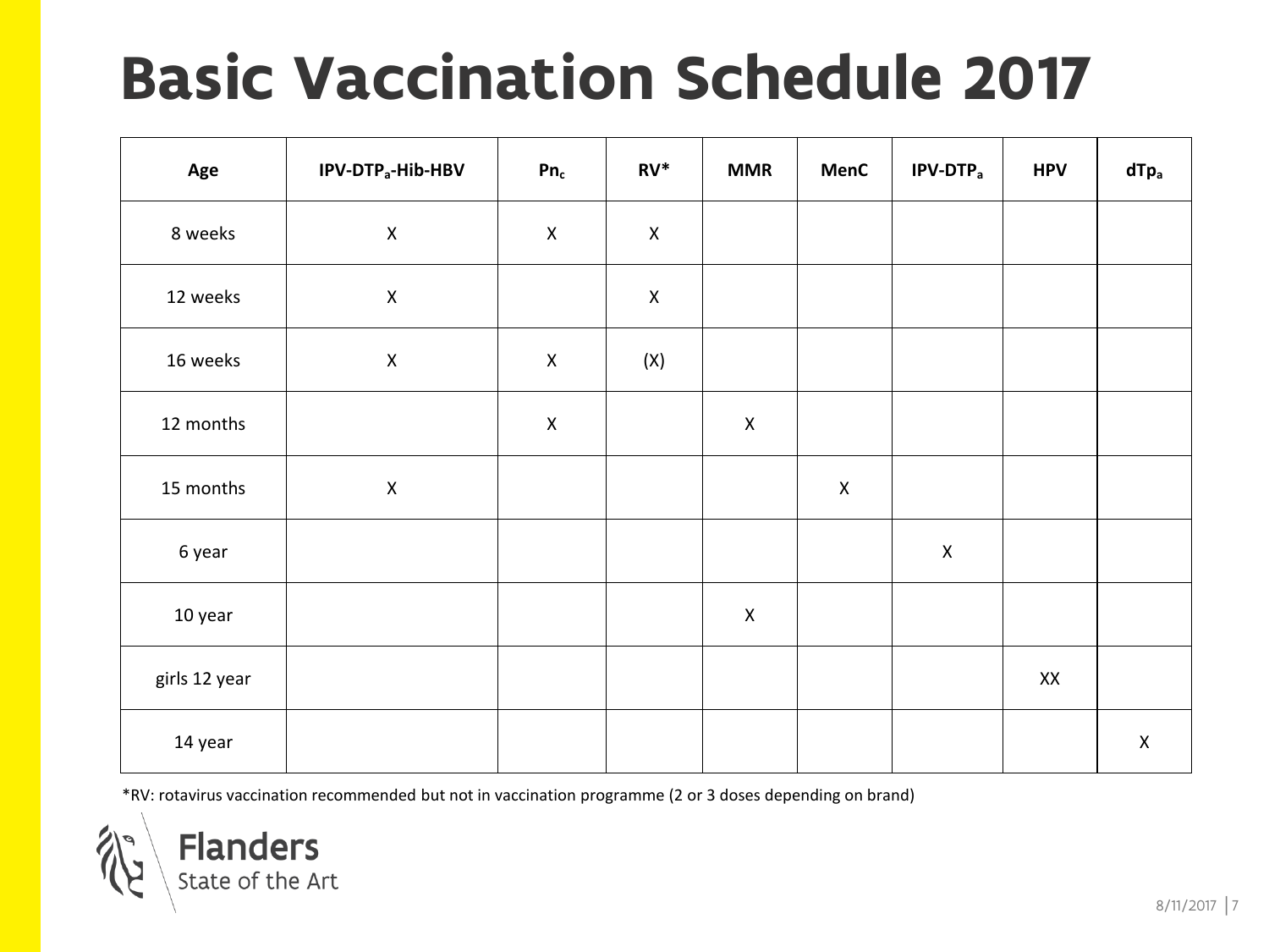# Basic Vaccination Schedule 2017

| Age | IPV-DTP$_a$-Hib-HBV | Pn$_c$ | RV* | MMR | MenC | IPV-DTP$_a$ | HPV | dTp$_a$ |
|---|---|---|---|---|---|---|---|---|
| 8 weeks | X | X | X | | | | | |
| 12 weeks | X | | X | | | | | |
| 16 weeks | X | X | (X) | | | | | |
| 12 months | | X | | X | | | | |
| 15 months | X | | | | X | | | |
| 6 year | | | | | | X | | |
| 10 year | | | | X | | | | |
| girls 12 year | | | | | | | XX | |
| 14 year | | | | | | | | X |

*RV: rotavirus vaccination recommended but not in vaccination programme (2 or 3 doses depending on brand)

Flanders
State of the Art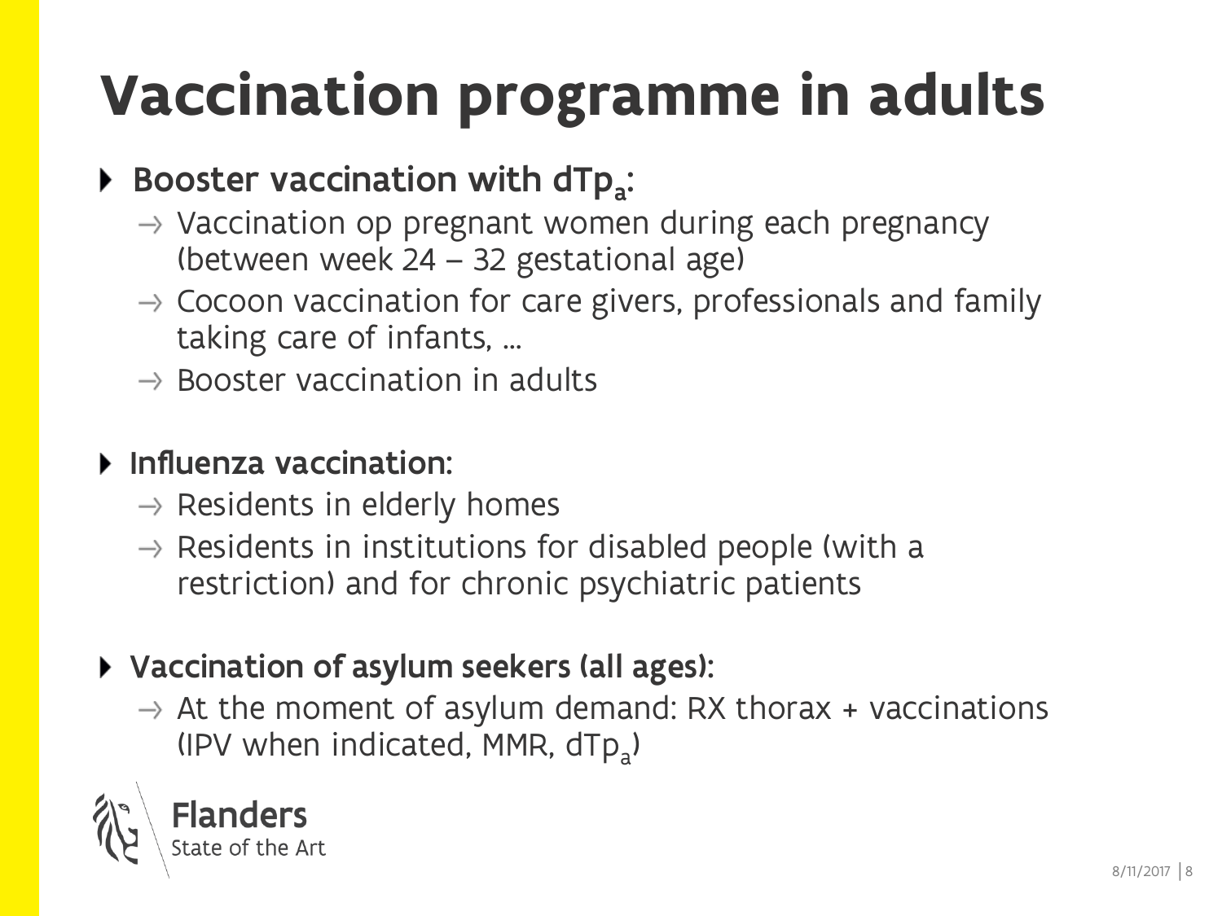# Vaccination programme in adults

- **Booster vaccination with $dTp_a$:**
  - → Vaccination op pregnant women during each pregnancy (between week 24 – 32 gestational age)
  - → Cocoon vaccination for care givers, professionals and family taking care of infants, …
  - → Booster vaccination in adults

- **Influenza vaccination:**
  - → Residents in elderly homes
  - → Residents in institutions for disabled people (with a restriction) and for chronic psychiatric patients

- **Vaccination of asylum seekers (all ages):**
  - → At the moment of asylum demand: RX thorax + vaccinations (IPV when indicated, MMR, $dTp_a$)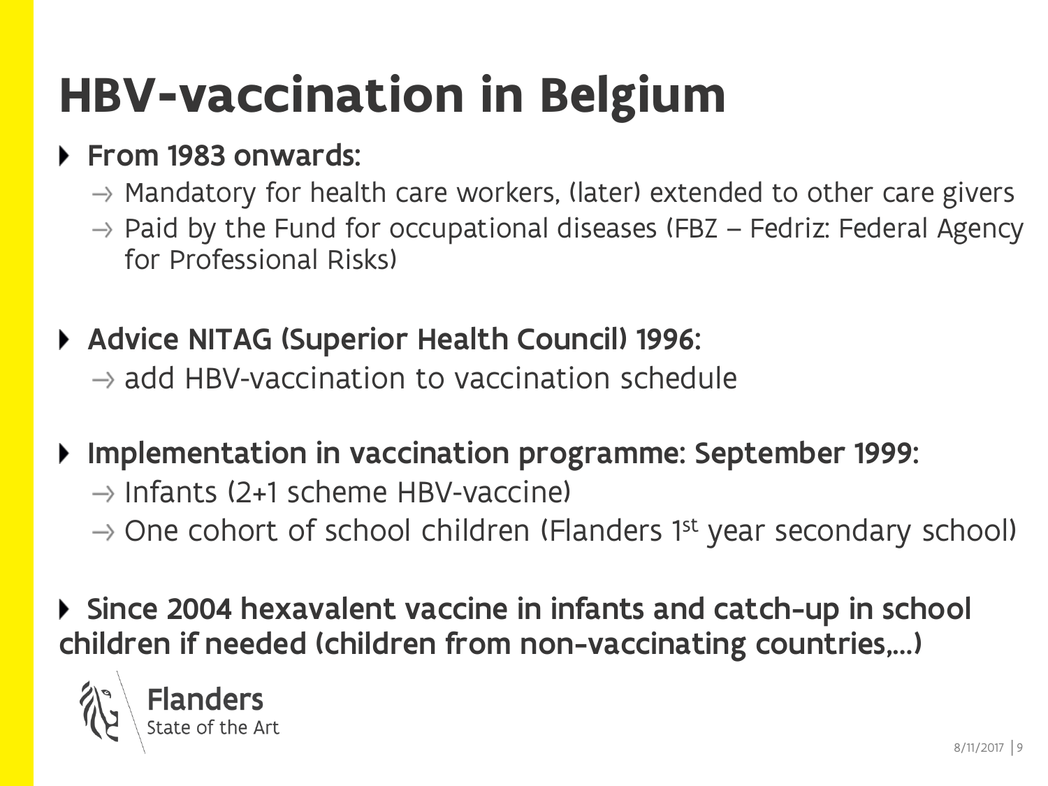# HBV-vaccination in Belgium

- **From 1983 onwards:**
  - → Mandatory for health care workers, (later) extended to other care givers
  - → Paid by the Fund for occupational diseases (FBZ – Fedriz: Federal Agency for Professional Risks)

- **Advice NITAG (Superior Health Council) 1996:**
  - → add HBV-vaccination to vaccination schedule

- **Implementation in vaccination programme: September 1999:**
  - → Infants (2+1 scheme HBV-vaccine)
  - → One cohort of school children (Flanders 1st year secondary school)

- **Since 2004 hexavalent vaccine in infants and catch-up in school children if needed (children from non-vaccinating countries,…)**

Flanders
State of the Art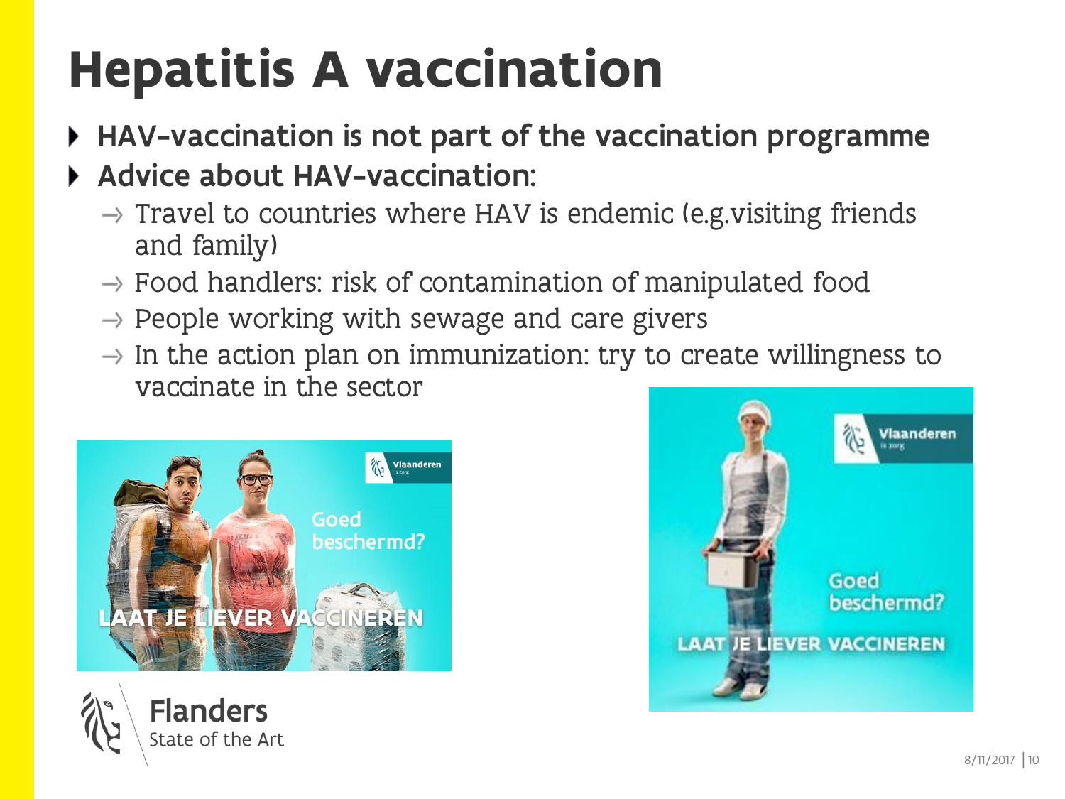# Hepatitis A vaccination

- **HAV-vaccination is not part of the vaccination programme**
- **Advice about HAV-vaccination:**
  - → Travel to countries where HAV is endemic (e.g.visiting friends and family)
  - → Food handlers: risk of contamination of manipulated food
  - → People working with sewage and care givers
  - → In the action plan on immunization: try to create willingness to vaccinate in the sector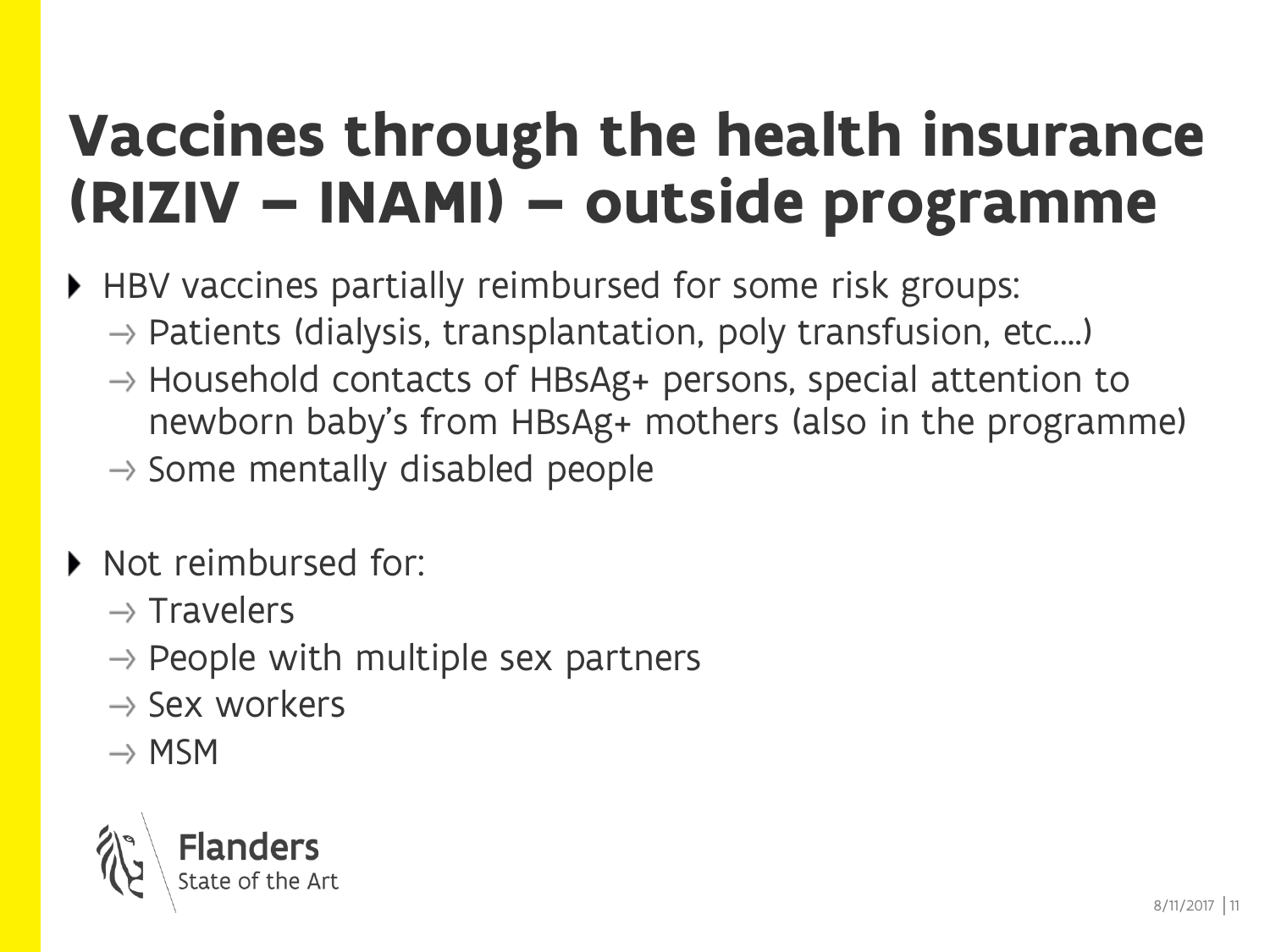# Vaccines through the health insurance (RIZIV – INAMI) – outside programme

- HBV vaccines partially reimbursed for some risk groups:
  - → Patients (dialysis, transplantation, poly transfusion, etc.…)
  - → Household contacts of HBsAg+ persons, special attention to newborn baby's from HBsAg+ mothers (also in the programme)
  - → Some mentally disabled people

- Not reimbursed for:
  - → Travelers
  - → People with multiple sex partners
  - → Sex workers
  - → MSM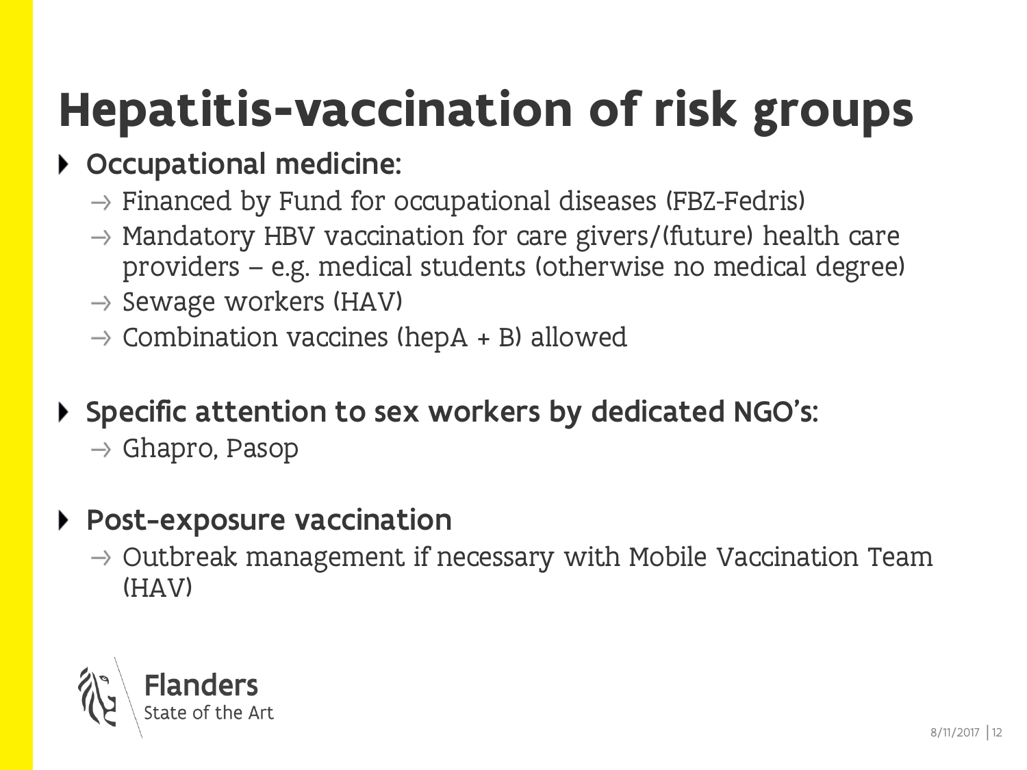# Hepatitis-vaccination of risk groups

- **Occupational medicine:**
  - → Financed by Fund for occupational diseases (FBZ-Fedris)
  - → Mandatory HBV vaccination for care givers/(future) health care providers – e.g. medical students (otherwise no medical degree)
  - → Sewage workers (HAV)
  - → Combination vaccines (hepA + B) allowed

- **Specific attention to sex workers by dedicated NGO's:**
  - → Ghapro, Pasop

- **Post-exposure vaccination**
  - → Outbreak management if necessary with Mobile Vaccination Team (HAV)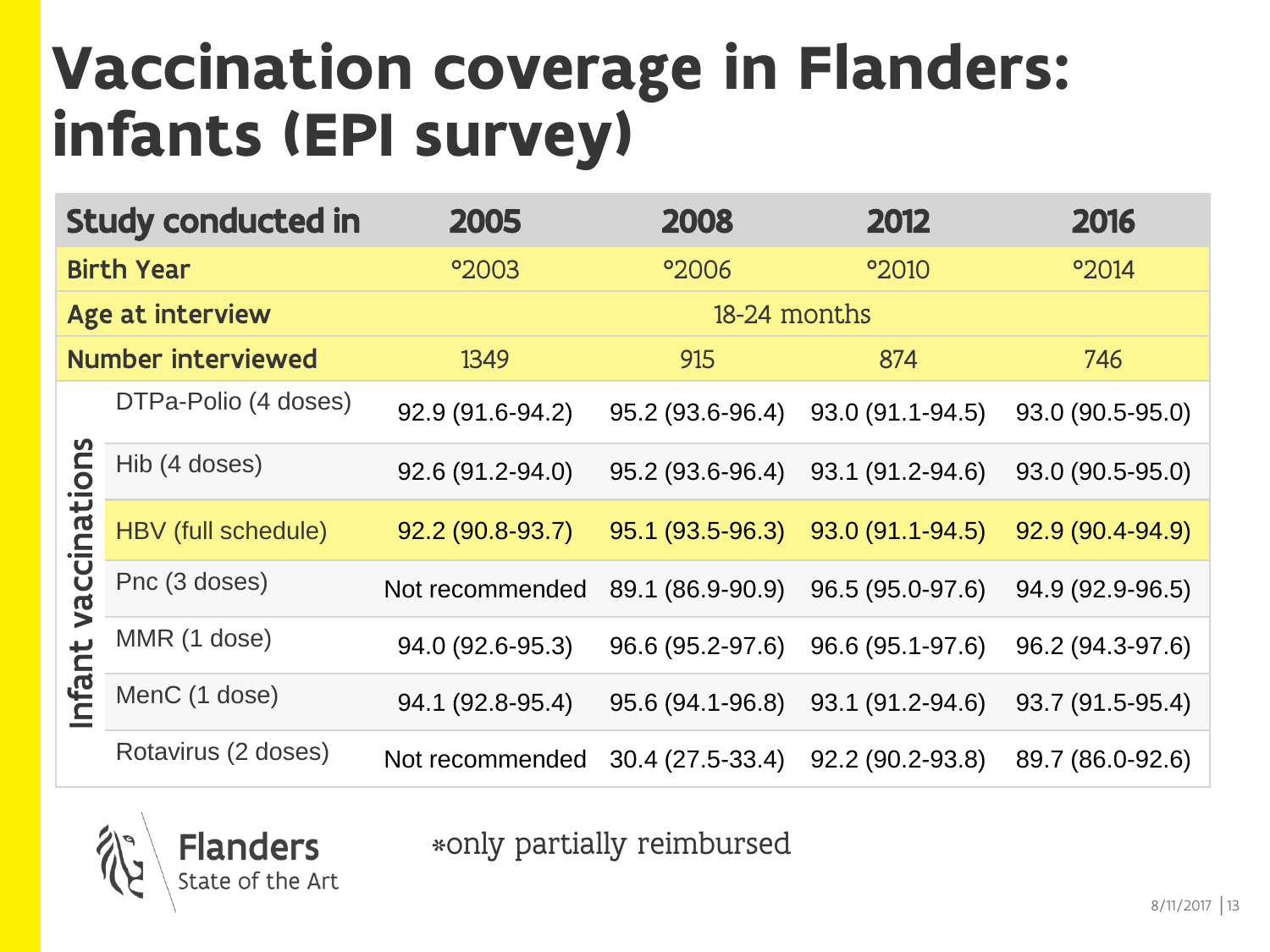# Vaccination coverage in Flanders: infants (EPI survey)

| Study conducted in | | 2005 | 2008 | 2012 | 2016 |
|---|---|---|---|---|---|
| Birth Year | | °2003 | °2006 | °2010 | °2014 |
| Age at interview | | 18-24 months | | | |
| Number interviewed | | 1349 | 915 | 874 | 746 |
| Infant vaccinations | DTPa-Polio (4 doses) | 92.9 (91.6-94.2) | 95.2 (93.6-96.4) | 93.0 (91.1-94.5) | 93.0 (90.5-95.0) |
| | Hib (4 doses) | 92.6 (91.2-94.0) | 95.2 (93.6-96.4) | 93.1 (91.2-94.6) | 93.0 (90.5-95.0) |
| | HBV (full schedule) | 92.2 (90.8-93.7) | 95.1 (93.5-96.3) | 93.0 (91.1-94.5) | 92.9 (90.4-94.9) |
| | Pnc (3 doses) | Not recommended | 89.1 (86.9-90.9) | 96.5 (95.0-97.6) | 94.9 (92.9-96.5) |
| | MMR (1 dose) | 94.0 (92.6-95.3) | 96.6 (95.2-97.6) | 96.6 (95.1-97.6) | 96.2 (94.3-97.6) |
| | MenC (1 dose) | 94.1 (92.8-95.4) | 95.6 (94.1-96.8) | 93.1 (91.2-94.6) | 93.7 (91.5-95.4) |
| | Rotavirus (2 doses) | Not recommended | 30.4 (27.5-33.4) | 92.2 (90.2-93.8) | 89.7 (86.0-92.6) |

*only partially reimbursed

Flanders
State of the Art

8/11/2017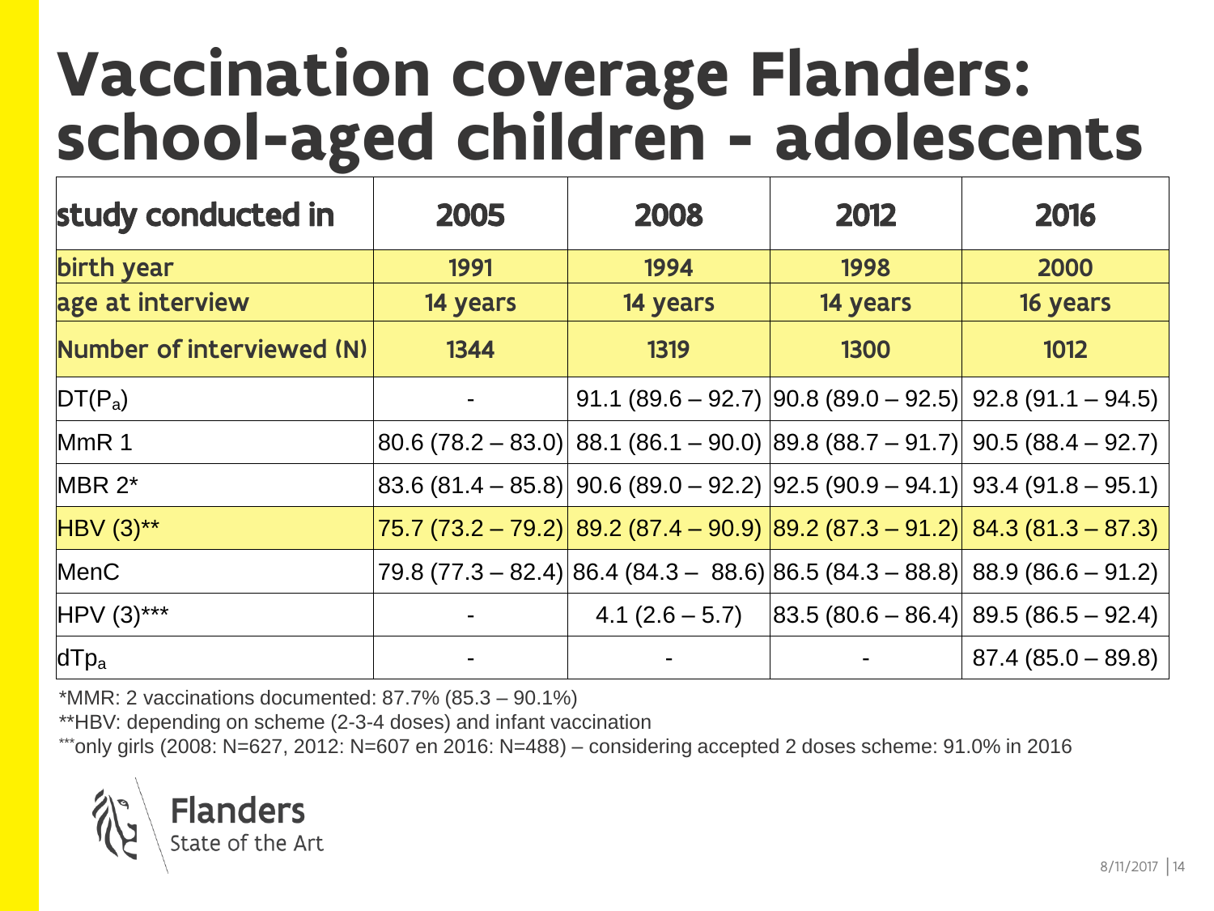# Vaccination coverage Flanders: school-aged children - adolescents

| study conducted in | 2005 | 2008 | 2012 | 2016 |
|---|---|---|---|---|
| birth year | 1991 | 1994 | 1998 | 2000 |
| age at interview | 14 years | 14 years | 14 years | 16 years |
| Number of interviewed (N) | 1344 | 1319 | 1300 | 1012 |
| $DT(P_a)$ | - | 91.1 (89.6 – 92.7) | 90.8 (89.0 – 92.5) | 92.8 (91.1 – 94.5) |
| MmR 1 | 80.6 (78.2 – 83.0) | 88.1 (86.1 – 90.0) | 89.8 (88.7 – 91.7) | 90.5 (88.4 – 92.7) |
| MBR 2* | 83.6 (81.4 – 85.8) | 90.6 (89.0 – 92.2) | 92.5 (90.9 – 94.1) | 93.4 (91.8 – 95.1) |
| HBV (3)** | 75.7 (73.2 – 79.2) | 89.2 (87.4 – 90.9) | 89.2 (87.3 – 91.2) | 84.3 (81.3 – 87.3) |
| MenC | 79.8 (77.3 – 82.4) | 86.4 (84.3 – 88.6) | 86.5 (84.3 – 88.8) | 88.9 (86.6 – 91.2) |
| HPV (3)*** | - | 4.1 (2.6 – 5.7) | 83.5 (80.6 – 86.4) | 89.5 (86.5 – 92.4) |
| $dTp_a$ | - | - | - | 87.4 (85.0 – 89.8) |

*MMR: 2 vaccinations documented: 87.7% (85.3 – 90.1%)

**HBV: depending on scheme (2-3-4 doses) and infant vaccination

***only girls (2008: N=627, 2012: N=607 en 2016: N=488) – considering accepted 2 doses scheme: 91.0% in 2016

Flanders
State of the Art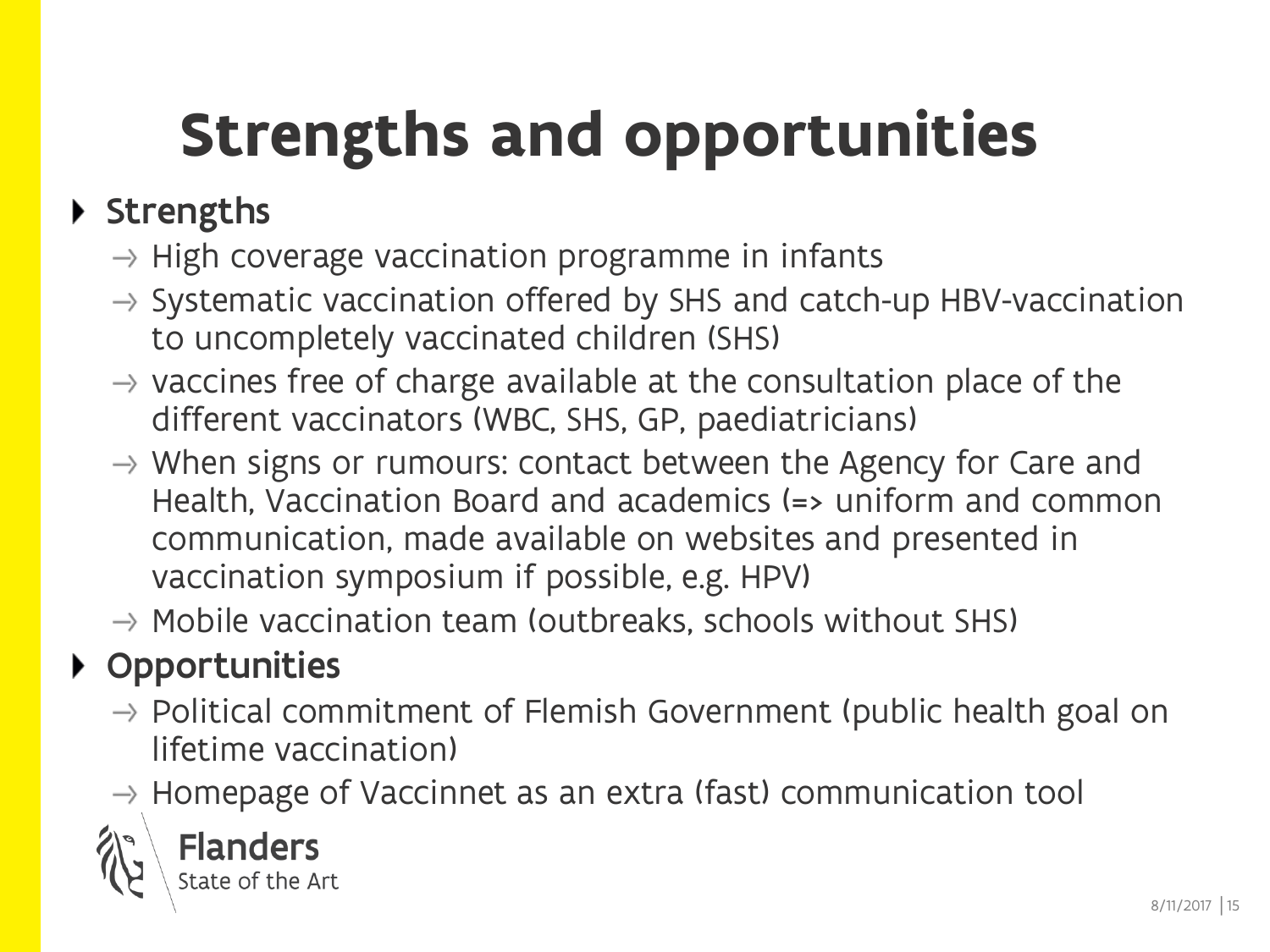# Strengths and opportunities

- **Strengths**
  - → High coverage vaccination programme in infants
  - → Systematic vaccination offered by SHS and catch-up HBV-vaccination to uncompletely vaccinated children (SHS)
  - → vaccines free of charge available at the consultation place of the different vaccinators (WBC, SHS, GP, paediatricians)
  - → When signs or rumours: contact between the Agency for Care and Health, Vaccination Board and academics (=> uniform and common communication, made available on websites and presented in vaccination symposium if possible, e.g. HPV)
  - → Mobile vaccination team (outbreaks, schools without SHS)
- **Opportunities**
  - → Political commitment of Flemish Government (public health goal on lifetime vaccination)
  - → Homepage of Vaccinnet as an extra (fast) communication tool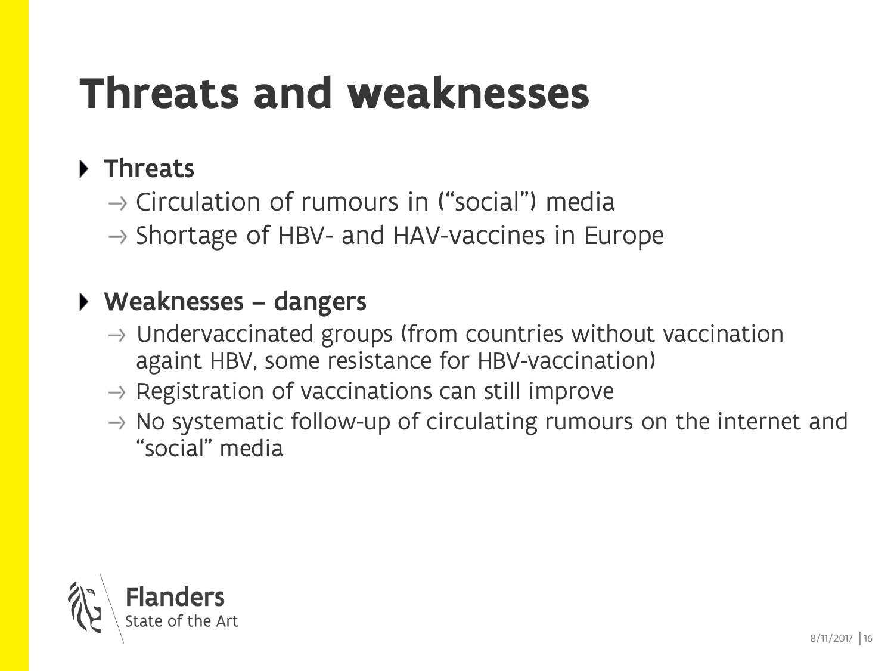# Threats and weaknesses

- **Threats**
  - → Circulation of rumours in ("social") media
  - → Shortage of HBV- and HAV-vaccines in Europe

- **Weaknesses – dangers**
  - → Undervaccinated groups (from countries without vaccination againt HBV, some resistance for HBV-vaccination)
  - → Registration of vaccinations can still improve
  - → No systematic follow-up of circulating rumours on the internet and "social" media

Flanders
State of the Art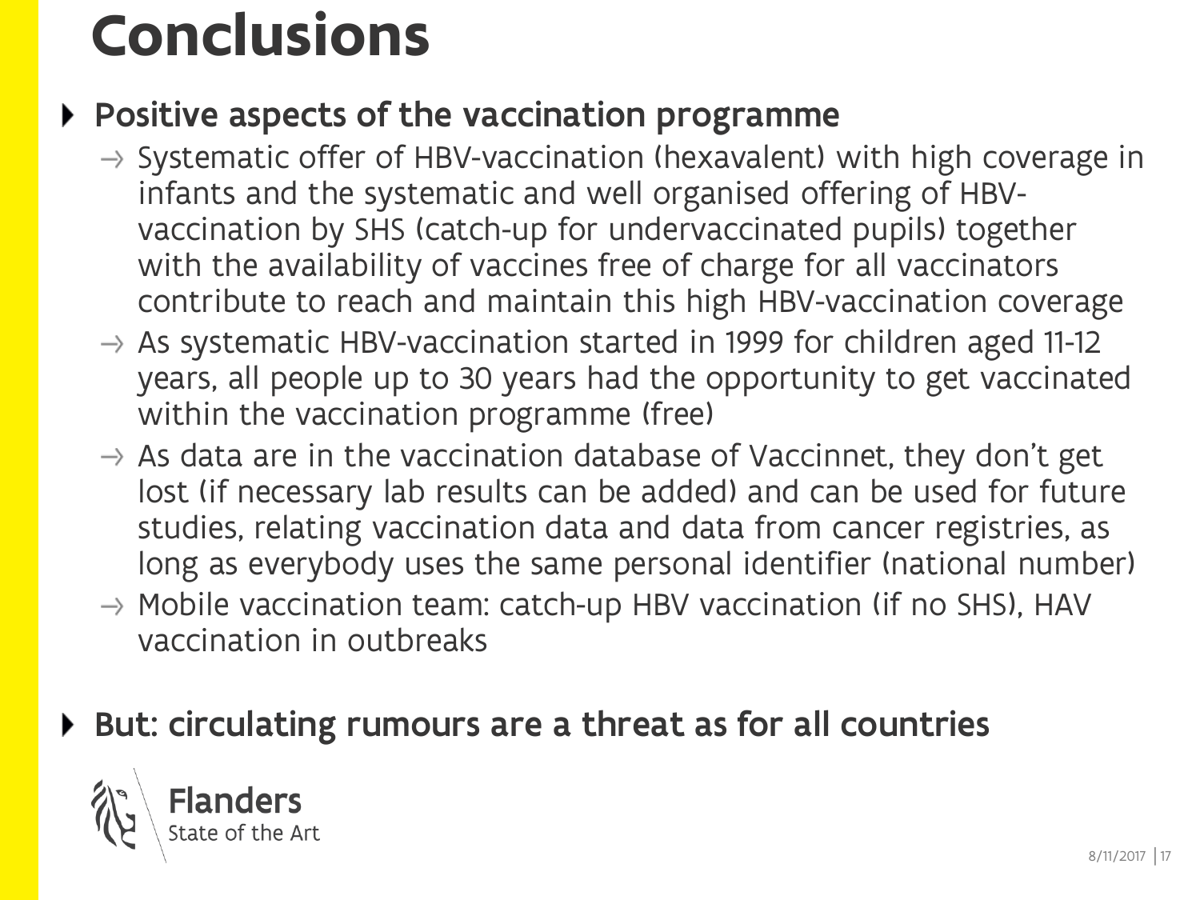# Conclusions

- **Positive aspects of the vaccination programme**
  - → Systematic offer of HBV-vaccination (hexavalent) with high coverage in infants and the systematic and well organised offering of HBV-vaccination by SHS (catch-up for undervaccinated pupils) together with the availability of vaccines free of charge for all vaccinators contribute to reach and maintain this high HBV-vaccination coverage
  - → As systematic HBV-vaccination started in 1999 for children aged 11-12 years, all people up to 30 years had the opportunity to get vaccinated within the vaccination programme (free)
  - → As data are in the vaccination database of Vaccinnet, they don't get lost (if necessary lab results can be added) and can be used for future studies, relating vaccination data and data from cancer registries, as long as everybody uses the same personal identifier (national number)
  - → Mobile vaccination team: catch-up HBV vaccination (if no SHS), HAV vaccination in outbreaks

- **But: circulating rumours are a threat as for all countries**

Flanders
State of the Art